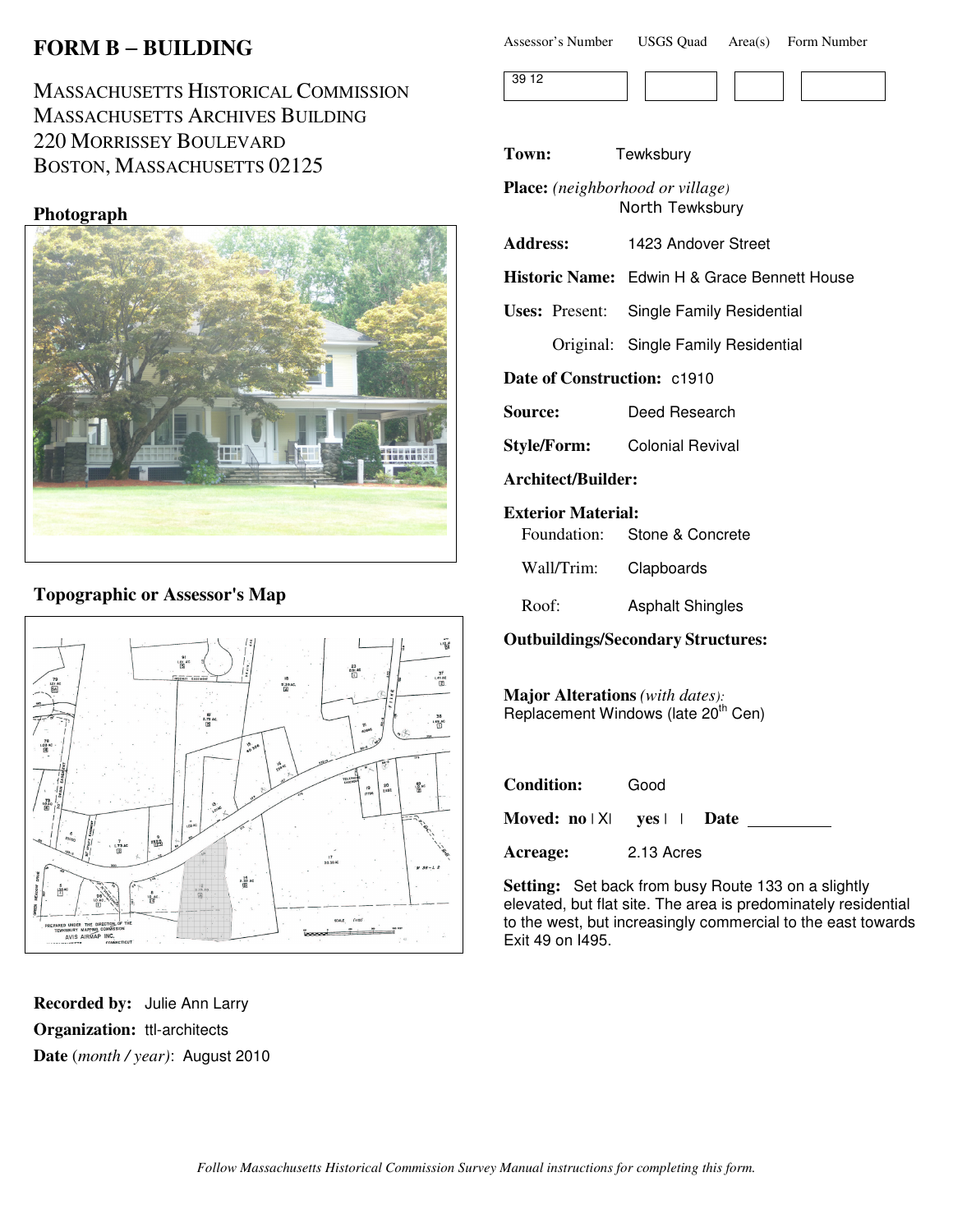# FORM B – BUILDING

MASSACHUSETTS HISTORICAL COMMISSION
MASSACHUSETTS ARCHIVES BUILDING
220 MORRISSEY BOULEVARD
BOSTON, MASSACHUSETTS 02125

| Assessor's Number | USGS Quad | Area(s) | Form Number |
|---|---|---|---|
| 39 12 | | | |

**Town:** Tewksbury

**Place:** *(neighborhood or village)* North Tewksbury

**Address:** 1423 Andover Street

**Historic Name:** Edwin H & Grace Bennett House

**Uses:** Present: Single Family Residential

Original: Single Family Residential

**Date of Construction:** c1910

**Source:** Deed Research

**Style/Form:** Colonial Revival

**Architect/Builder:**

**Exterior Material:**

Foundation: Stone & Concrete

Wall/Trim: Clapboards

Roof: Asphalt Shingles

**Outbuildings/Secondary Structures:**

**Major Alterations** *(with dates):*
Replacement Windows (late 20th Cen)

**Condition:** Good

**Moved:** no [X] yes [ ] **Date** ________

**Acreage:** 2.13 Acres

**Setting:** Set back from busy Route 133 on a slightly elevated, but flat site. The area is predominately residential to the west, but increasingly commercial to the east towards Exit 49 on I495.

## Photograph

## Topographic or Assessor's Map

**Recorded by:** Julie Ann Larry

**Organization:** ttl-architects

**Date** *(month / year)*: August 2010

*Follow Massachusetts Historical Commission Survey Manual instructions for completing this form.*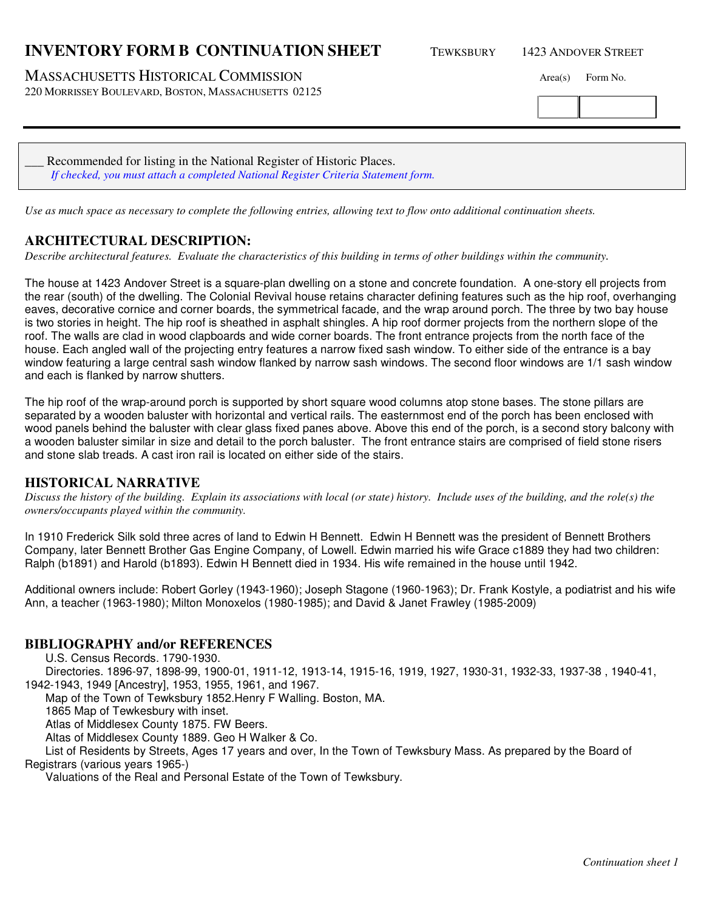# INVENTORY FORM B CONTINUATION SHEET

TEWKSBURY 1423 ANDOVER STREET

MASSACHUSETTS HISTORICAL COMMISSION
220 MORRISSEY BOULEVARD, BOSTON, MASSACHUSETTS 02125

Area(s) Form No.

| | |
|---|---|
| | |

___ Recommended for listing in the National Register of Historic Places.
*If checked, you must attach a completed National Register Criteria Statement form.*

*Use as much space as necessary to complete the following entries, allowing text to flow onto additional continuation sheets.*

## ARCHITECTURAL DESCRIPTION:

*Describe architectural features. Evaluate the characteristics of this building in terms of other buildings within the community.*

The house at 1423 Andover Street is a square-plan dwelling on a stone and concrete foundation. A one-story ell projects from the rear (south) of the dwelling. The Colonial Revival house retains character defining features such as the hip roof, overhanging eaves, decorative cornice and corner boards, the symmetrical facade, and the wrap around porch. The three by two bay house is two stories in height. The hip roof is sheathed in asphalt shingles. A hip roof dormer projects from the northern slope of the roof. The walls are clad in wood clapboards and wide corner boards. The front entrance projects from the north face of the house. Each angled wall of the projecting entry features a narrow fixed sash window. To either side of the entrance is a bay window featuring a large central sash window flanked by narrow sash windows. The second floor windows are 1/1 sash window and each is flanked by narrow shutters.

The hip roof of the wrap-around porch is supported by short square wood columns atop stone bases. The stone pillars are separated by a wooden baluster with horizontal and vertical rails. The easternmost end of the porch has been enclosed with wood panels behind the baluster with clear glass fixed panes above. Above this end of the porch, is a second story balcony with a wooden baluster similar in size and detail to the porch baluster. The front entrance stairs are comprised of field stone risers and stone slab treads. A cast iron rail is located on either side of the stairs.

## HISTORICAL NARRATIVE

*Discuss the history of the building. Explain its associations with local (or state) history. Include uses of the building, and the role(s) the owners/occupants played within the community.*

In 1910 Frederick Silk sold three acres of land to Edwin H Bennett. Edwin H Bennett was the president of Bennett Brothers Company, later Bennett Brother Gas Engine Company, of Lowell. Edwin married his wife Grace c1889 they had two children: Ralph (b1891) and Harold (b1893). Edwin H Bennett died in 1934. His wife remained in the house until 1942.

Additional owners include: Robert Gorley (1943-1960); Joseph Stagone (1960-1963); Dr. Frank Kostyle, a podiatrist and his wife Ann, a teacher (1963-1980); Milton Monoxelos (1980-1985); and David & Janet Frawley (1985-2009)

## BIBLIOGRAPHY and/or REFERENCES

U.S. Census Records. 1790-1930.

Directories. 1896-97, 1898-99, 1900-01, 1911-12, 1913-14, 1915-16, 1919, 1927, 1930-31, 1932-33, 1937-38 , 1940-41, 1942-1943, 1949 [Ancestry], 1953, 1955, 1961, and 1967.

Map of the Town of Tewksbury 1852.Henry F Walling. Boston, MA.

1865 Map of Tewkesbury with inset.

Atlas of Middlesex County 1875. FW Beers.

Altas of Middlesex County 1889. Geo H Walker & Co.

List of Residents by Streets, Ages 17 years and over, In the Town of Tewksbury Mass. As prepared by the Board of Registrars (various years 1965-)

Valuations of the Real and Personal Estate of the Town of Tewksbury.

*Continuation sheet 1*